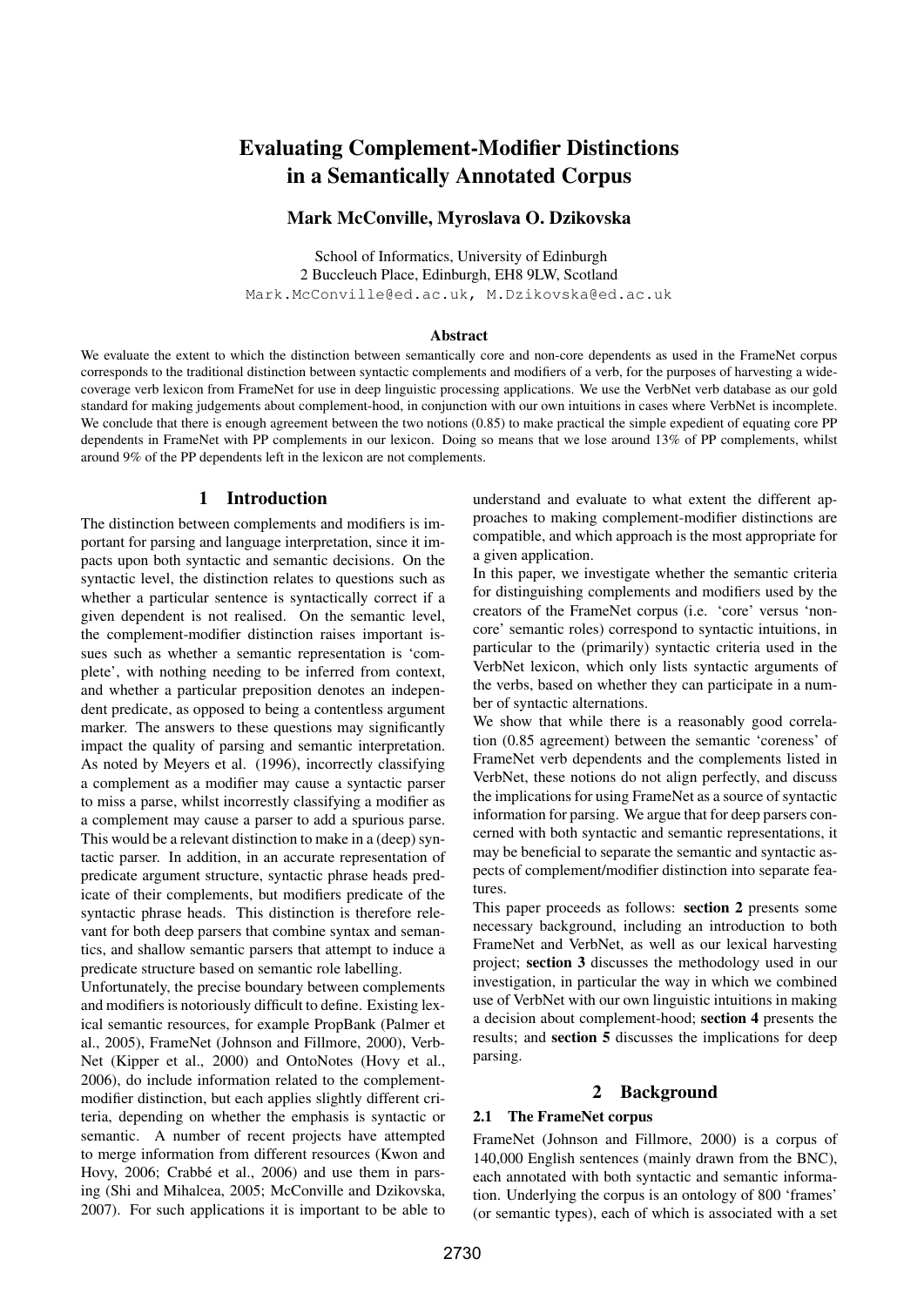# Evaluating Complement-Modifier Distinctions in a Semantically Annotated Corpus

**Mark McConville, Myroslava O. Dzikovska**

School of Informatics, University of Edinburgh
2 Buccleuch Place, Edinburgh, EH8 9LW, Scotland
Mark.McConville@ed.ac.uk, M.Dzikovska@ed.ac.uk

### Abstract

We evaluate the extent to which the distinction between semantically core and non-core dependents as used in the FrameNet corpus corresponds to the traditional distinction between syntactic complements and modifiers of a verb, for the purposes of harvesting a wide-coverage verb lexicon from FrameNet for use in deep linguistic processing applications. We use the VerbNet verb database as our gold standard for making judgements about complement-hood, in conjunction with our own intuitions in cases where VerbNet is incomplete. We conclude that there is enough agreement between the two notions (0.85) to make practical the simple expedient of equating core PP dependents in FrameNet with PP complements in our lexicon. Doing so means that we lose around 13% of PP complements, whilst around 9% of the PP dependents left in the lexicon are not complements.

## 1 Introduction

The distinction between complements and modifiers is important for parsing and language interpretation, since it impacts upon both syntactic and semantic decisions. On the syntactic level, the distinction relates to questions such as whether a particular sentence is syntactically correct if a given dependent is not realised. On the semantic level, the complement-modifier distinction raises important issues such as whether a semantic representation is 'complete', with nothing needing to be inferred from context, and whether a particular preposition denotes an independent predicate, as opposed to being a contentless argument marker. The answers to these questions may significantly impact the quality of parsing and semantic interpretation. As noted by Meyers et al. (1996), incorrectly classifying a complement as a modifier may cause a syntactic parser to miss a parse, whilst incorrectly classifying a modifier as a complement may cause a parser to add a spurious parse. This would be a relevant distinction to make in a (deep) syntactic parser. In addition, in an accurate representation of predicate argument structure, syntactic phrase heads predicate of their complements, but modifiers predicate of the syntactic phrase heads. This distinction is therefore relevant for both deep parsers that combine syntax and semantics, and shallow semantic parsers that attempt to induce a predicate structure based on semantic role labelling.

Unfortunately, the precise boundary between complements and modifiers is notoriously difficult to define. Existing lexical semantic resources, for example PropBank (Palmer et al., 2005), FrameNet (Johnson and Fillmore, 2000), VerbNet (Kipper et al., 2000) and OntoNotes (Hovy et al., 2006), do include information related to the complement-modifier distinction, but each applies slightly different criteria, depending on whether the emphasis is syntactic or semantic. A number of recent projects have attempted to merge information from different resources (Kwon and Hovy, 2006; Crabbé et al., 2006) and use them in parsing (Shi and Mihalcea, 2005; McConville and Dzikovska, 2007). For such applications it is important to be able to understand and evaluate to what extent the different approaches to making complement-modifier distinctions are compatible, and which approach is the most appropriate for a given application.

In this paper, we investigate whether the semantic criteria for distinguishing complements and modifiers used by the creators of the FrameNet corpus (i.e. 'core' versus 'non-core' semantic roles) correspond to syntactic intuitions, in particular to the (primarily) syntactic criteria used in the VerbNet lexicon, which only lists syntactic arguments of the verbs, based on whether they can participate in a number of syntactic alternations.

We show that while there is a reasonably good correlation (0.85 agreement) between the semantic 'coreness' of FrameNet verb dependents and the complements listed in VerbNet, these notions do not align perfectly, and discuss the implications for using FrameNet as a source of syntactic information for parsing. We argue that for deep parsers concerned with both syntactic and semantic representations, it may be beneficial to separate the semantic and syntactic aspects of complement/modifier distinction into separate features.

This paper proceeds as follows: **section 2** presents some necessary background, including an introduction to both FrameNet and VerbNet, as well as our lexical harvesting project; **section 3** discusses the methodology used in our investigation, in particular the way in which we combined use of VerbNet with our own linguistic intuitions in making a decision about complement-hood; **section 4** presents the results; and **section 5** discusses the implications for deep parsing.

## 2 Background

### 2.1 The FrameNet corpus

FrameNet (Johnson and Fillmore, 2000) is a corpus of 140,000 English sentences (mainly drawn from the BNC), each annotated with both syntactic and semantic information. Underlying the corpus is an ontology of 800 'frames' (or semantic types), each of which is associated with a set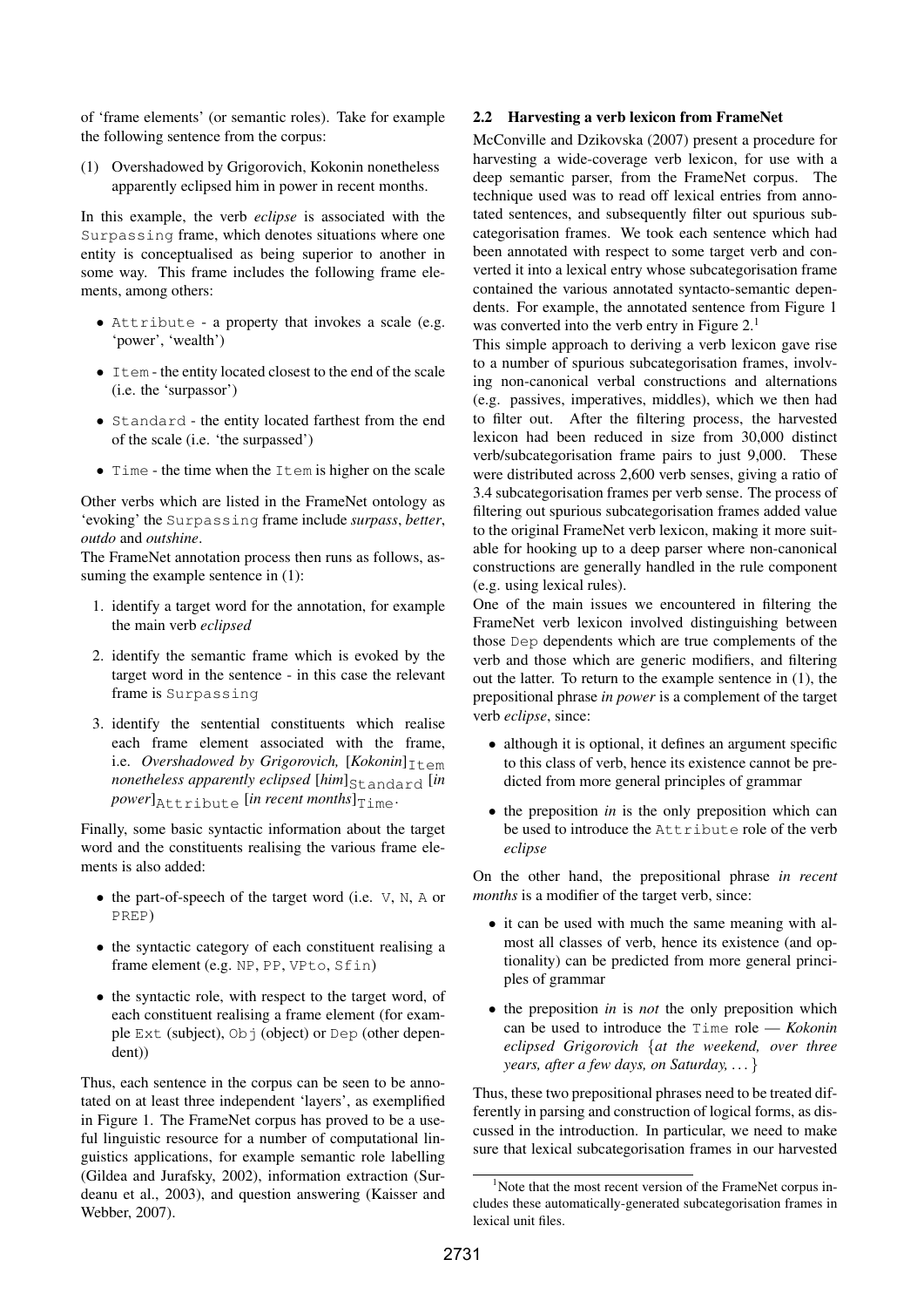of 'frame elements' (or semantic roles). Take for example the following sentence from the corpus:

(1) Overshadowed by Grigorovich, Kokonin nonetheless apparently eclipsed him in power in recent months.

In this example, the verb *eclipse* is associated with the `Surpassing` frame, which denotes situations where one entity is conceptualised as being superior to another in some way. This frame includes the following frame elements, among others:

- `Attribute` - a property that invokes a scale (e.g. 'power', 'wealth')
- `Item` - the entity located closest to the end of the scale (i.e. the 'surpassor')
- `Standard` - the entity located farthest from the end of the scale (i.e. 'the surpassed')
- `Time` - the time when the `Item` is higher on the scale

Other verbs which are listed in the FrameNet ontology as 'evoking' the `Surpassing` frame include *surpass*, *better*, *outdo* and *outshine*.

The FrameNet annotation process then runs as follows, assuming the example sentence in (1):

1. identify a target word for the annotation, for example the main verb *eclipsed*
2. identify the semantic frame which is evoked by the target word in the sentence - in this case the relevant frame is `Surpassing`
3. identify the sentential constituents which realise each frame element associated with the frame, i.e. *Overshadowed by Grigorovich,* [*Kokonin*]$_{\texttt{Item}}$ *nonetheless apparently eclipsed* [*him*]$_{\texttt{Standard}}$ [*in power*]$_{\texttt{Attribute}}$ [*in recent months*]$_{\texttt{Time}}$.

Finally, some basic syntactic information about the target word and the constituents realising the various frame elements is also added:

- the part-of-speech of the target word (i.e. `V`, `N`, `A` or `PREP`)
- the syntactic category of each constituent realising a frame element (e.g. `NP`, `PP`, `VPto`, `Sfin`)
- the syntactic role, with respect to the target word, of each constituent realising a frame element (for example `Ext` (subject), `Obj` (object) or `Dep` (other dependent))

Thus, each sentence in the corpus can be seen to be annotated on at least three independent 'layers', as exemplified in Figure 1. The FrameNet corpus has proved to be a useful linguistic resource for a number of computational linguistics applications, for example semantic role labelling (Gildea and Jurafsky, 2002), information extraction (Surdeanu et al., 2003), and question answering (Kaisser and Webber, 2007).

### 2.2 Harvesting a verb lexicon from FrameNet

McConville and Dzikovska (2007) present a procedure for harvesting a wide-coverage verb lexicon, for use with a deep semantic parser, from the FrameNet corpus. The technique used was to read off lexical entries from annotated sentences, and subsequently filter out spurious subcategorisation frames. We took each sentence which had been annotated with respect to some target verb and converted it into a lexical entry whose subcategorisation frame contained the various annotated syntacto-semantic dependents. For example, the annotated sentence from Figure 1 was converted into the verb entry in Figure 2.[1]

This simple approach to deriving a verb lexicon gave rise to a number of spurious subcategorisation frames, involving non-canonical verbal constructions and alternations (e.g. passives, imperatives, middles), which we then had to filter out. After the filtering process, the harvested lexicon had been reduced in size from 30,000 distinct verb/subcategorisation frame pairs to just 9,000. These were distributed across 2,600 verb senses, giving a ratio of 3.4 subcategorisation frames per verb sense. The process of filtering out spurious subcategorisation frames added value to the original FrameNet verb lexicon, making it more suitable for hooking up to a deep parser where non-canonical constructions are generally handled in the rule component (e.g. using lexical rules).

One of the main issues we encountered in filtering the FrameNet verb lexicon involved distinguishing between those `Dep` dependents which are true complements of the verb and those which are generic modifiers, and filtering out the latter. To return to the example sentence in (1), the prepositional phrase *in power* is a complement of the target verb *eclipse*, since:

- although it is optional, it defines an argument specific to this class of verb, hence its existence cannot be predicted from more general principles of grammar
- the preposition *in* is the only preposition which can be used to introduce the `Attribute` role of the verb *eclipse*

On the other hand, the prepositional phrase *in recent months* is a modifier of the target verb, since:

- it can be used with much the same meaning with almost all classes of verb, hence its existence (and optionality) can be predicted from more general principles of grammar
- the preposition *in* is *not* the only preposition which can be used to introduce the `Time` role — *Kokonin eclipsed Grigorovich* {*at the weekend, over three years, after a few days, on Saturday, ...*}

Thus, these two prepositional phrases need to be treated differently in parsing and construction of logical forms, as discussed in the introduction. In particular, we need to make sure that lexical subcategorisation frames in our harvested

[1] Note that the most recent version of the FrameNet corpus includes these automatically-generated subcategorisation frames in lexical unit files.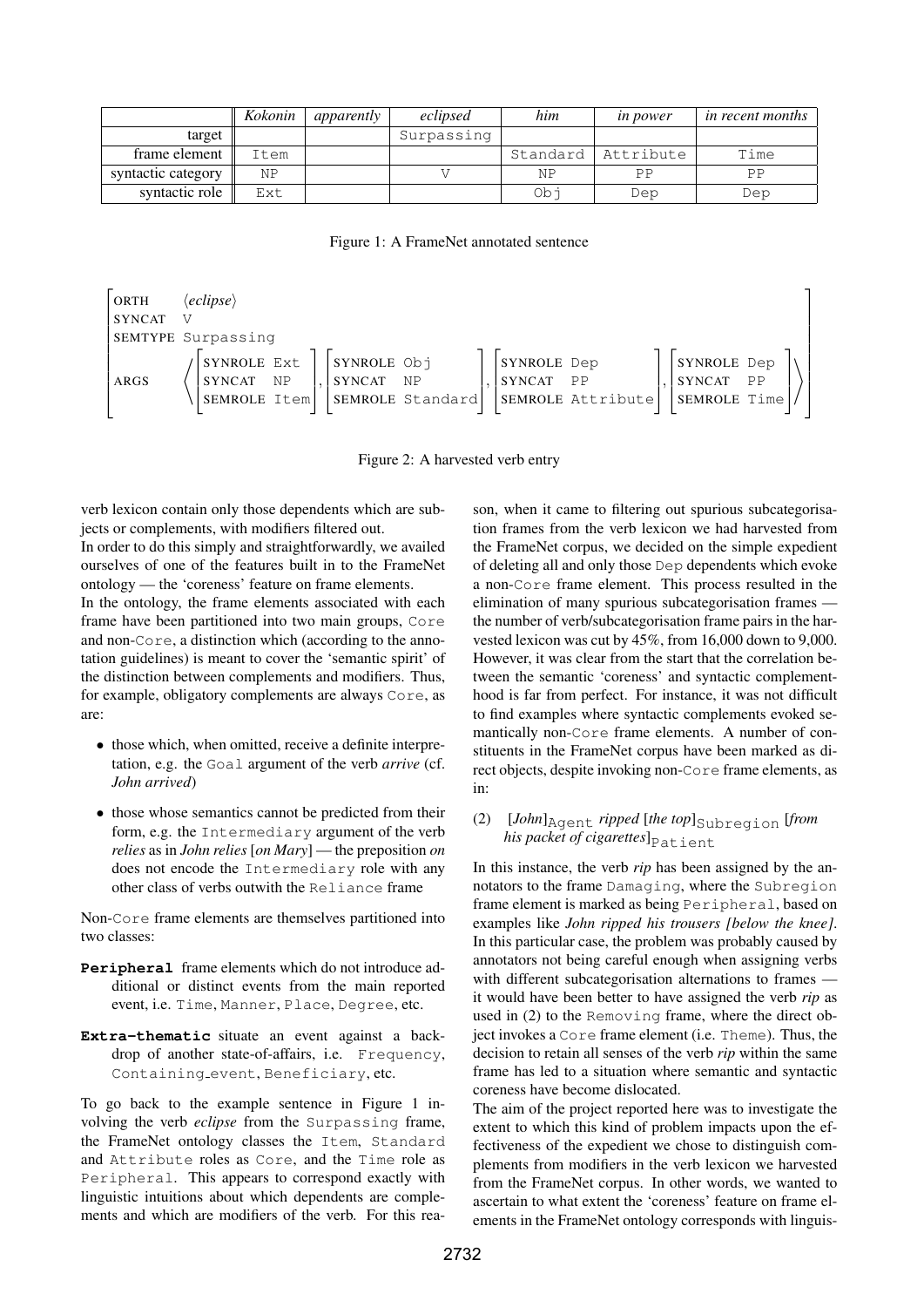|  | *Kokonin* | *apparently* | *eclipsed* | *him* | *in power* | *in recent months* |
|---|---|---|---|---|---|---|
| target |  |  | Surpassing |  |  |  |
| frame element | Item |  |  | Standard | Attribute | Time |
| syntactic category | NP |  | V | NP | PP | PP |
| syntactic role | Ext |  |  | Obj | Dep | Dep |

Figure 1: A FrameNet annotated sentence

```
ORTH     ⟨eclipse⟩
SYNCAT   V
SEMTYPE  Surpassing
ARGS     ⟨ [SYNROLE Ext   ]   [SYNROLE Obj       ]   [SYNROLE Dep       ]   [SYNROLE Dep  ] ⟩
           [SYNCAT  NP    ] , [SYNCAT  NP        ] , [SYNCAT  PP        ] , [SYNCAT  PP   ]
           [SEMROLE Item  ]   [SEMROLE Standard  ]   [SEMROLE Attribute ]   [SEMROLE Time ]
```

Figure 2: A harvested verb entry

verb lexicon contain only those dependents which are subjects or complements, with modifiers filtered out.

In order to do this simply and straightforwardly, we availed ourselves of one of the features built in to the FrameNet ontology — the 'coreness' feature on frame elements.

In the ontology, the frame elements associated with each frame have been partitioned into two main groups, Core and non-Core, a distinction which (according to the annotation guidelines) is meant to cover the 'semantic spirit' of the distinction between complements and modifiers. Thus, for example, obligatory complements are always Core, as are:

- those which, when omitted, receive a definite interpretation, e.g. the Goal argument of the verb *arrive* (cf. *John arrived*)
- those whose semantics cannot be predicted from their form, e.g. the Intermediary argument of the verb *relies* as in *John relies* [*on Mary*] — the preposition *on* does not encode the Intermediary role with any other class of verbs outwith the Reliance frame

Non-Core frame elements are themselves partitioned into two classes:

**Peripheral** frame elements which do not introduce additional or distinct events from the main reported event, i.e. Time, Manner, Place, Degree, etc.

**Extra-thematic** situate an event against a backdrop of another state-of-affairs, i.e. Frequency, Containing_event, Beneficiary, etc.

To go back to the example sentence in Figure 1 involving the verb *eclipse* from the Surpassing frame, the FrameNet ontology classes the Item, Standard and Attribute roles as Core, and the Time role as Peripheral. This appears to correspond exactly with linguistic intuitions about which dependents are complements and which are modifiers of the verb. For this reason, when it came to filtering out spurious subcategorisation frames from the verb lexicon we had harvested from the FrameNet corpus, we decided on the simple expedient of deleting all and only those Dep dependents which evoke a non-Core frame element. This process resulted in the elimination of many spurious subcategorisation frames — the number of verb/subcategorisation frame pairs in the harvested lexicon was cut by 45%, from 16,000 down to 9,000. However, it was clear from the start that the correlation between the semantic 'coreness' and syntactic complementhood is far from perfect. For instance, it was not difficult to find examples where syntactic complements evoked semantically non-Core frame elements. A number of constituents in the FrameNet corpus have been marked as direct objects, despite invoking non-Core frame elements, as in:

(2) [*John*]$_{\text{Agent}}$ *ripped* [*the top*]$_{\text{Subregion}}$ [*from his packet of cigarettes*]$_{\text{Patient}}$

In this instance, the verb *rip* has been assigned by the annotators to the frame Damaging, where the Subregion frame element is marked as being Peripheral, based on examples like *John ripped his trousers [below the knee]*. In this particular case, the problem was probably caused by annotators not being careful enough when assigning verbs with different subcategorisation alternations to frames — it would have been better to have assigned the verb *rip* as used in (2) to the Removing frame, where the direct object invokes a Core frame element (i.e. Theme). Thus, the decision to retain all senses of the verb *rip* within the same frame has led to a situation where semantic and syntactic coreness have become dislocated.

The aim of the project reported here was to investigate the extent to which this kind of problem impacts upon the effectiveness of the expedient we chose to distinguish complements from modifiers in the verb lexicon we harvested from the FrameNet corpus. In other words, we wanted to ascertain to what extent the 'coreness' feature on frame elements in the FrameNet ontology corresponds with linguis-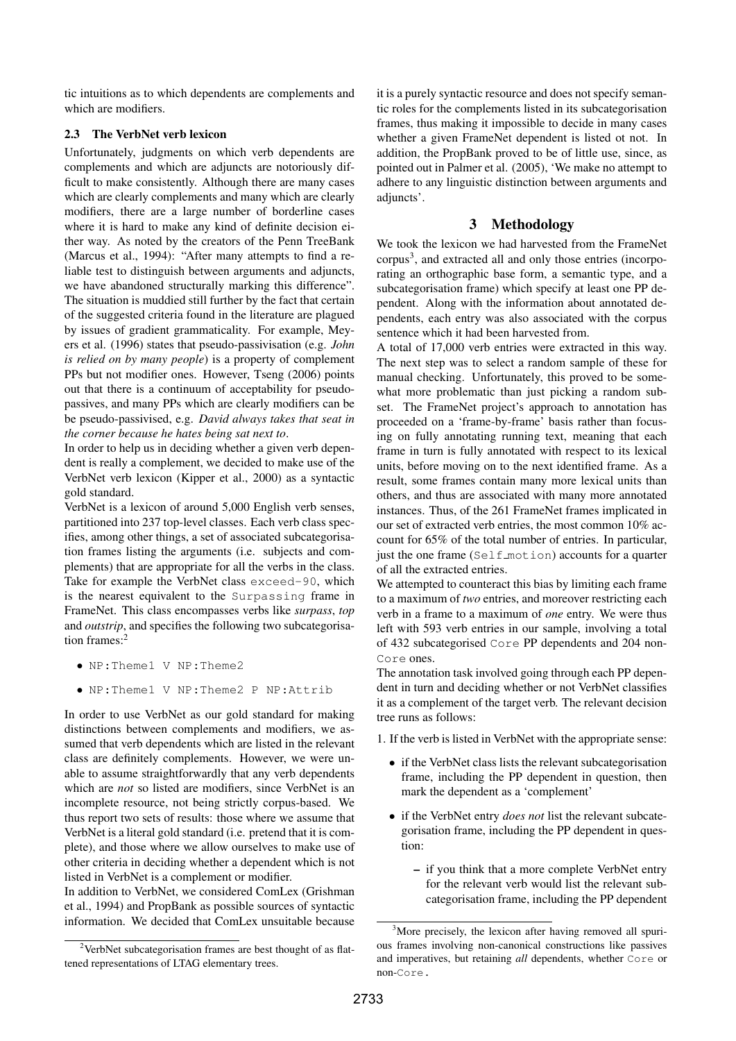tic intuitions as to which dependents are complements and which are modifiers.

### 2.3 The VerbNet verb lexicon

Unfortunately, judgments on which verb dependents are complements and which are adjuncts are notoriously difficult to make consistently. Although there are many cases which are clearly complements and many which are clearly modifiers, there are a large number of borderline cases where it is hard to make any kind of definite decision either way. As noted by the creators of the Penn TreeBank (Marcus et al., 1994): "After many attempts to find a reliable test to distinguish between arguments and adjuncts, we have abandoned structurally marking this difference". The situation is muddied still further by the fact that certain of the suggested criteria found in the literature are plagued by issues of gradient grammaticality. For example, Meyers et al. (1996) states that pseudo-passivisation (e.g. *John is relied on by many people*) is a property of complement PPs but not modifier ones. However, Tseng (2006) points out that there is a continuum of acceptability for pseudo-passives, and many PPs which are clearly modifiers can be be pseudo-passivised, e.g. *David always takes that seat in the corner because he hates being sat next to*.

In order to help us in deciding whether a given verb dependent is really a complement, we decided to make use of the VerbNet verb lexicon (Kipper et al., 2000) as a syntactic gold standard.

VerbNet is a lexicon of around 5,000 English verb senses, partitioned into 237 top-level classes. Each verb class specifies, among other things, a set of associated subcategorisation frames listing the arguments (i.e. subjects and complements) that are appropriate for all the verbs in the class. Take for example the VerbNet class `exceed-90`, which is the nearest equivalent to the `Surpassing` frame in FrameNet. This class encompasses verbs like *surpass*, *top* and *outstrip*, and specifies the following two subcategorisation frames:[2]

- `NP:Theme1 V NP:Theme2`
- `NP:Theme1 V NP:Theme2 P NP:Attrib`

In order to use VerbNet as our gold standard for making distinctions between complements and modifiers, we assumed that verb dependents which are listed in the relevant class are definitely complements. However, we were unable to assume straightforwardly that any verb dependents which are *not* so listed are modifiers, since VerbNet is an incomplete resource, not being strictly corpus-based. We thus report two sets of results: those where we assume that VerbNet is a literal gold standard (i.e. pretend that it is complete), and those where we allow ourselves to make use of other criteria in deciding whether a dependent which is not listed in VerbNet is a complement or modifier.

In addition to VerbNet, we considered ComLex (Grishman et al., 1994) and PropBank as possible sources of syntactic information. We decided that ComLex unsuitable because it is a purely syntactic resource and does not specify semantic roles for the complements listed in its subcategorisation frames, thus making it impossible to decide in many cases whether a given FrameNet dependent is listed ot not. In addition, the PropBank proved to be of little use, since, as pointed out in Palmer et al. (2005), 'We make no attempt to adhere to any linguistic distinction between arguments and adjuncts'.

## 3 Methodology

We took the lexicon we had harvested from the FrameNet corpus[3], and extracted all and only those entries (incorporating an orthographic base form, a semantic type, and a subcategorisation frame) which specify at least one PP dependent. Along with the information about annotated dependents, each entry was also associated with the corpus sentence which it had been harvested from.

A total of 17,000 verb entries were extracted in this way. The next step was to select a random sample of these for manual checking. Unfortunately, this proved to be somewhat more problematic than just picking a random subset. The FrameNet project's approach to annotation has proceeded on a 'frame-by-frame' basis rather than focusing on fully annotating running text, meaning that each frame in turn is fully annotated with respect to its lexical units, before moving on to the next identified frame. As a result, some frames contain many more lexical units than others, and thus are associated with many more annotated instances. Thus, of the 261 FrameNet frames implicated in our set of extracted verb entries, the most common 10% account for 65% of the total number of entries. In particular, just the one frame (`Self_motion`) accounts for a quarter of all the extracted entries.

We attempted to counteract this bias by limiting each frame to a maximum of *two* entries, and moreover restricting each verb in a frame to a maximum of *one* entry. We were thus left with 593 verb entries in our sample, involving a total of 432 subcategorised `Core` PP dependents and 204 non-`Core` ones.

The annotation task involved going through each PP dependent in turn and deciding whether or not VerbNet classifies it as a complement of the target verb. The relevant decision tree runs as follows:

1. If the verb is listed in VerbNet with the appropriate sense:
   - if the VerbNet class lists the relevant subcategorisation frame, including the PP dependent in question, then mark the dependent as a 'complement'
   - if the VerbNet entry *does not* list the relevant subcategorisation frame, including the PP dependent in question:
     - if you think that a more complete VerbNet entry for the relevant verb would list the relevant subcategorisation frame, including the PP dependent

[2] VerbNet subcategorisation frames are best thought of as flattened representations of LTAG elementary trees.

[3] More precisely, the lexicon after having removed all spurious frames involving non-canonical constructions like passives and imperatives, but retaining *all* dependents, whether `Core` or non-`Core`.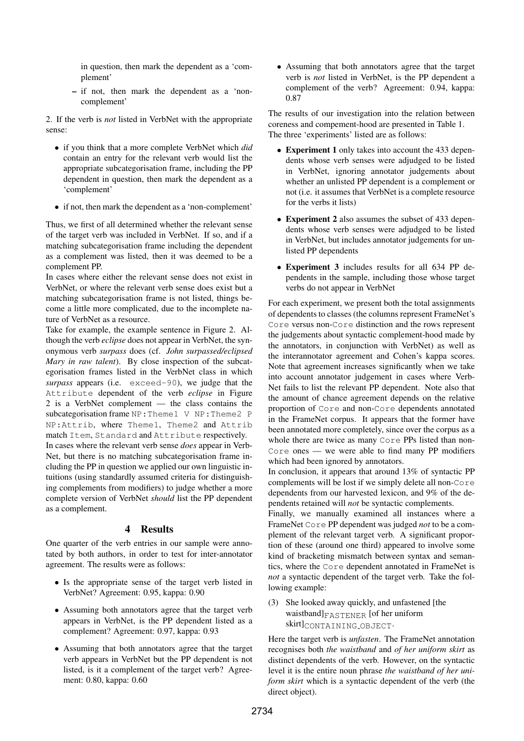in question, then mark the dependent as a 'complement'

  – if not, then mark the dependent as a 'non-complement'

2. If the verb is *not* listed in VerbNet with the appropriate sense:

- if you think that a more complete VerbNet which *did* contain an entry for the relevant verb would list the appropriate subcategorisation frame, including the PP dependent in question, then mark the dependent as a 'complement'
- if not, then mark the dependent as a 'non-complement'

Thus, we first of all determined whether the relevant sense of the target verb was included in VerbNet. If so, and if a matching subcategorisation frame including the dependent as a complement was listed, then it was deemed to be a complement PP.

In cases where either the relevant sense does not exist in VerbNet, or where the relevant verb sense does exist but a matching subcategorisation frame is not listed, things become a little more complicated, due to the incomplete nature of VerbNet as a resource.

Take for example, the example sentence in Figure 2. Although the verb *eclipse* does not appear in VerbNet, the synonymous verb *surpass* does (cf. *John surpassed/eclipsed Mary in raw talent*). By close inspection of the subcategorisation frames listed in the VerbNet class in which *surpass* appears (i.e. `exceed-90`), we judge that the `Attribute` dependent of the verb *eclipse* in Figure 2 is a VerbNet complement — the class contains the subcategorisation frame `NP:Theme1 V NP:Theme2 P NP:Attrib`, where `Theme1`, `Theme2` and `Attrib` match `Item`, `Standard` and `Attribute` respectively.

In cases where the relevant verb sense *does* appear in VerbNet, but there is no matching subcategorisation frame including the PP in question we applied our own linguistic intuitions (using standardly assumed criteria for distinguishing complements from modifiers) to judge whether a more complete version of VerbNet *should* list the PP dependent as a complement.

## 4 Results

One quarter of the verb entries in our sample were annotated by both authors, in order to test for inter-annotator agreement. The results were as follows:

- Is the appropriate sense of the target verb listed in VerbNet? Agreement: 0.95, kappa: 0.90
- Assuming both annotators agree that the target verb appears in VerbNet, is the PP dependent listed as a complement? Agreement: 0.97, kappa: 0.93
- Assuming that both annotators agree that the target verb appears in VerbNet but the PP dependent is not listed, is it a complement of the target verb? Agreement: 0.80, kappa: 0.60
- Assuming that both annotators agree that the target verb is *not* listed in VerbNet, is the PP dependent a complement of the verb? Agreement: 0.94, kappa: 0.87

The results of our investigation into the relation between coreness and compement-hood are presented in Table 1. The three 'experiments' listed are as follows:

- **Experiment 1** only takes into account the 433 dependents whose verb senses were adjudged to be listed in VerbNet, ignoring annotator judgements about whether an unlisted PP dependent is a complement or not (i.e. it assumes that VerbNet is a complete resource for the verbs it lists)
- **Experiment 2** also assumes the subset of 433 dependents whose verb senses were adjudged to be listed in VerbNet, but includes annotator judgements for unlisted PP dependents
- **Experiment 3** includes results for all 634 PP dependents in the sample, including those whose target verbs do not appear in VerbNet

For each experiment, we present both the total assignments of dependents to classes (the columns represent FrameNet's `Core` versus non-`Core` distinction and the rows represent the judgements about syntactic complement-hood made by the annotators, in conjunction with VerbNet) as well as the interannotator agreement and Cohen's kappa scores. Note that agreement increases significantly when we take into account annotator judgement in cases where VerbNet fails to list the relevant PP dependent. Note also that the amount of chance agreement depends on the relative proportion of `Core` and non-`Core` dependents annotated in the FrameNet corpus. It appears that the former have been annotated more completely, since over the corpus as a whole there are twice as many `Core` PPs listed than non-`Core` ones — we were able to find many PP modifiers which had been ignored by annotators.

In conclusion, it appears that around 13% of syntactic PP complements will be lost if we simply delete all non-`Core` dependents from our harvested lexicon, and 9% of the dependents retained will *not* be syntactic complements.

Finally, we manually examined all instances where a FrameNet `Core` PP dependent was judged *not* to be a complement of the relevant target verb. A significant proportion of these (around one third) appeared to involve some kind of bracketing mismatch between syntax and semantics, where the `Core` dependent annotated in FrameNet is *not* a syntactic dependent of the target verb. Take the following example:

(3) She looked away quickly, and unfastened [the waistband]$_{\text{FASTENER}}$ [of her uniform skirt]$_{\text{CONTAINING\_OBJECT}}$.

Here the target verb is *unfasten*. The FrameNet annotation recognises both *the waistband* and *of her uniform skirt* as distinct dependents of the verb. However, on the syntactic level it is the entire noun phrase *the waistband of her uniform skirt* which is a syntactic dependent of the verb (the direct object).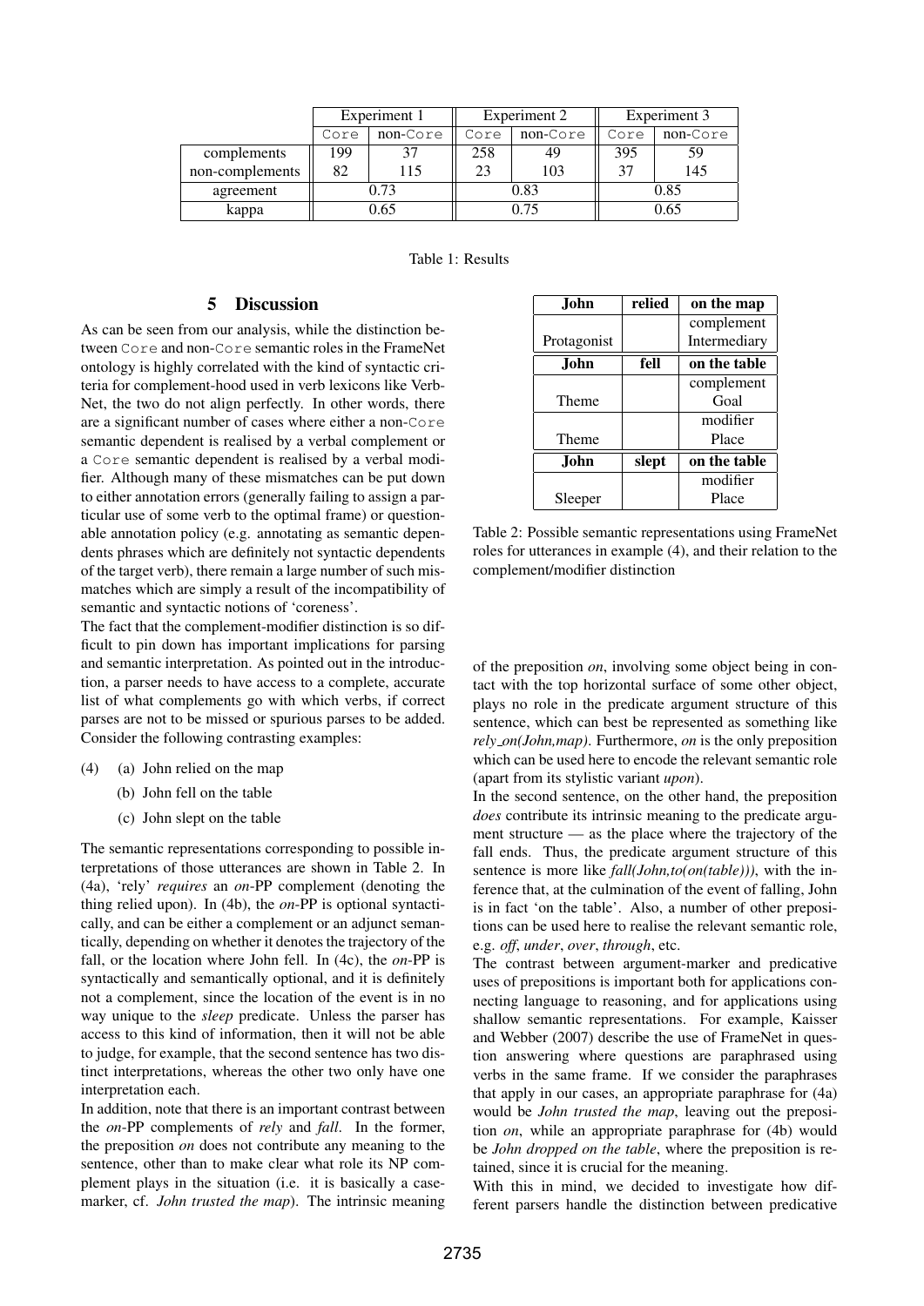| | Experiment 1 | | Experiment 2 | | Experiment 3 | |
|---|---|---|---|---|---|---|
| | Core | non-Core | Core | non-Core | Core | non-Core |
| complements | 199 | 37 | 258 | 49 | 395 | 59 |
| non-complements | 82 | 115 | 23 | 103 | 37 | 145 |
| agreement | 0.73 | | 0.83 | | 0.85 | |
| kappa | 0.65 | | 0.75 | | 0.65 | |

Table 1: Results

## 5 Discussion

As can be seen from our analysis, while the distinction between Core and non-Core semantic roles in the FrameNet ontology is highly correlated with the kind of syntactic criteria for complement-hood used in verb lexicons like VerbNet, the two do not align perfectly. In other words, there are a significant number of cases where either a non-Core semantic dependent is realised by a verbal complement or a Core semantic dependent is realised by a verbal modifier. Although many of these mismatches can be put down to either annotation errors (generally failing to assign a particular use of some verb to the optimal frame) or questionable annotation policy (e.g. annotating as semantic dependents phrases which are definitely not syntactic dependents of the target verb), there remain a large number of such mismatches which are simply a result of the incompatibility of semantic and syntactic notions of 'coreness'.

The fact that the complement-modifier distinction is so difficult to pin down has important implications for parsing and semantic interpretation. As pointed out in the introduction, a parser needs to have access to a complete, accurate list of what complements go with which verbs, if correct parses are not to be missed or spurious parses to be added. Consider the following contrasting examples:

(4) (a) John relied on the map

(b) John fell on the table

(c) John slept on the table

The semantic representations corresponding to possible interpretations of those utterances are shown in Table 2. In (4a), 'rely' *requires* an *on*-PP complement (denoting the thing relied upon). In (4b), the *on*-PP is optional syntactically, and can be either a complement or an adjunct semantically, depending on whether it denotes the trajectory of the fall, or the location where John fell. In (4c), the *on*-PP is syntactically and semantically optional, and it is definitely not a complement, since the location of the event is in no way unique to the *sleep* predicate. Unless the parser has access to this kind of information, then it will not be able to judge, for example, that the second sentence has two distinct interpretations, whereas the other two only have one interpretation each.

In addition, note that there is an important contrast between the *on*-PP complements of *rely* and *fall*. In the former, the preposition *on* does not contribute any meaning to the sentence, other than to make clear what role its NP complement plays in the situation (i.e. it is basically a case-marker, cf. *John trusted the map*). The intrinsic meaning of the preposition *on*, involving some object being in contact with the top horizontal surface of some other object, plays no role in the predicate argument structure of this sentence, which can best be represented as something like *rely_on(John,map)*. Furthermore, *on* is the only preposition which can be used here to encode the relevant semantic role (apart from its stylistic variant *upon*).

| **John** | **relied** | **on the map** |
|---|---|---|
| | | complement |
| Protagonist | | Intermediary |
| **John** | **fell** | **on the table** |
| | | complement |
| Theme | | Goal |
| | | modifier |
| Theme | | Place |
| **John** | **slept** | **on the table** |
| | | modifier |
| Sleeper | | Place |

Table 2: Possible semantic representations using FrameNet roles for utterances in example (4), and their relation to the complement/modifier distinction

In the second sentence, on the other hand, the preposition *does* contribute its intrinsic meaning to the predicate argument structure — as the place where the trajectory of the fall ends. Thus, the predicate argument structure of this sentence is more like *fall(John,to(on(table)))*, with the inference that, at the culmination of the event of falling, John is in fact 'on the table'. Also, a number of other prepositions can be used here to realise the relevant semantic role, e.g. *off*, *under*, *over*, *through*, etc.

The contrast between argument-marker and predicative uses of prepositions is important both for applications connecting language to reasoning, and for applications using shallow semantic representations. For example, Kaisser and Webber (2007) describe the use of FrameNet in question answering where questions are paraphrased using verbs in the same frame. If we consider the paraphrases that apply in our cases, an appropriate paraphrase for (4a) would be *John trusted the map*, leaving out the preposition *on*, while an appropriate paraphrase for (4b) would be *John dropped on the table*, where the preposition is retained, since it is crucial for the meaning.

With this in mind, we decided to investigate how different parsers handle the distinction between predicative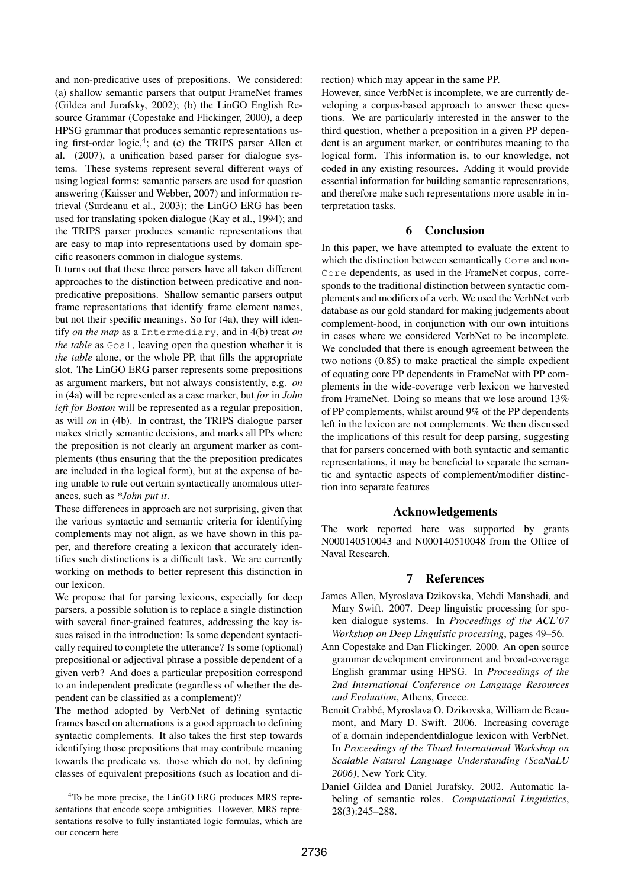and non-predicative uses of prepositions. We considered: (a) shallow semantic parsers that output FrameNet frames (Gildea and Jurafsky, 2002); (b) the LinGO English Resource Grammar (Copestake and Flickinger, 2000), a deep HPSG grammar that produces semantic representations using first-order logic,[4]; and (c) the TRIPS parser Allen et al. (2007), a unification based parser for dialogue systems. These systems represent several different ways of using logical forms: semantic parsers are used for question answering (Kaisser and Webber, 2007) and information retrieval (Surdeanu et al., 2003); the LinGO ERG has been used for translating spoken dialogue (Kay et al., 1994); and the TRIPS parser produces semantic representations that are easy to map into representations used by domain specific reasoners common in dialogue systems.

It turns out that these three parsers have all taken different approaches to the distinction between predicative and non-predicative prepositions. Shallow semantic parsers output frame representations that identify frame element names, but not their specific meanings. So for (4a), they will identify *on the map* as a `Intermediary`, and in 4(b) treat *on the table* as `Goal`, leaving open the question whether it is *the table* alone, or the whole PP, that fills the appropriate slot. The LinGO ERG parser represents some prepositions as argument markers, but not always consistently, e.g. *on* in (4a) will be represented as a case marker, but *for* in *John left for Boston* will be represented as a regular preposition, as will *on* in (4b). In contrast, the TRIPS dialogue parser makes strictly semantic decisions, and marks all PPs where the preposition is not clearly an argument marker as complements (thus ensuring that the the preposition predicates are included in the logical form), but at the expense of being unable to rule out certain syntactically anomalous utterances, such as *\*John put it*.

These differences in approach are not surprising, given that the various syntactic and semantic criteria for identifying complements may not align, as we have shown in this paper, and therefore creating a lexicon that accurately identifies such distinctions is a difficult task. We are currently working on methods to better represent this distinction in our lexicon.

We propose that for parsing lexicons, especially for deep parsers, a possible solution is to replace a single distinction with several finer-grained features, addressing the key issues raised in the introduction: Is some dependent syntactically required to complete the utterance? Is some (optional) prepositional or adjectival phrase a possible dependent of a given verb? And does a particular preposition correspond to an independent predicate (regardless of whether the dependent can be classified as a complement)?

The method adopted by VerbNet of defining syntactic frames based on alternations is a good approach to defining syntactic complements. It also takes the first step towards identifying those prepositions that may contribute meaning towards the predicate vs. those which do not, by defining classes of equivalent prepositions (such as location and direction) which may appear in the same PP.

However, since VerbNet is incomplete, we are currently developing a corpus-based approach to answer these questions. We are particularly interested in the answer to the third question, whether a preposition in a given PP dependent is an argument marker, or contributes meaning to the logical form. This information is, to our knowledge, not coded in any existing resources. Adding it would provide essential information for building semantic representations, and therefore make such representations more usable in interpretation tasks.

## 6 Conclusion

In this paper, we have attempted to evaluate the extent to which the distinction between semantically `Core` and non-`Core` dependents, as used in the FrameNet corpus, corresponds to the traditional distinction between syntactic complements and modifiers of a verb. We used the VerbNet verb database as our gold standard for making judgements about complement-hood, in conjunction with our own intuitions in cases where we considered VerbNet to be incomplete. We concluded that there is enough agreement between the two notions (0.85) to make practical the simple expedient of equating core PP dependents in FrameNet with PP complements in the wide-coverage verb lexicon we harvested from FrameNet. Doing so means that we lose around 13% of PP complements, whilst around 9% of the PP dependents left in the lexicon are not complements. We then discussed the implications of this result for deep parsing, suggesting that for parsers concerned with both syntactic and semantic representations, it may be beneficial to separate the semantic and syntactic aspects of complement/modifier distinction into separate features

## Acknowledgements

The work reported here was supported by grants N000140510043 and N000140510048 from the Office of Naval Research.

## 7 References

James Allen, Myroslava Dzikovska, Mehdi Manshadi, and Mary Swift. 2007. Deep linguistic processing for spoken dialogue systems. In *Proceedings of the ACL'07 Workshop on Deep Linguistic processing*, pages 49–56.

Ann Copestake and Dan Flickinger. 2000. An open source grammar development environment and broad-coverage English grammar using HPSG. In *Proceedings of the 2nd International Conference on Language Resources and Evaluation*, Athens, Greece.

Benoit Crabbé, Myroslava O. Dzikovska, William de Beaumont, and Mary D. Swift. 2006. Increasing coverage of a domain independentdialogue lexicon with VerbNet. In *Proceedings of the Thurd International Workshop on Scalable Natural Language Understanding (ScaNaLU 2006)*, New York City.

Daniel Gildea and Daniel Jurafsky. 2002. Automatic labeling of semantic roles. *Computational Linguistics*, 28(3):245–288.

[4] To be more precise, the LinGO ERG produces MRS representations that encode scope ambiguities. However, MRS representations resolve to fully instantiated logic formulas, which are our concern here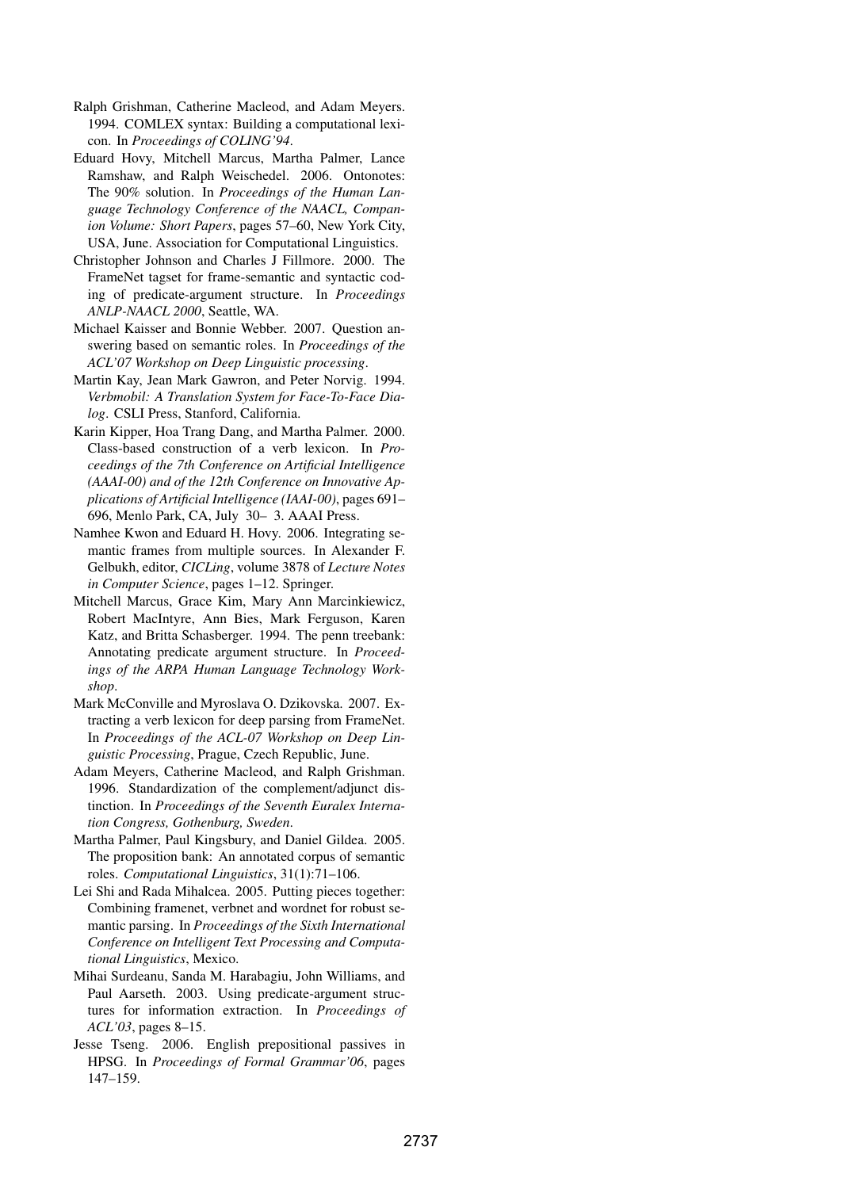Ralph Grishman, Catherine Macleod, and Adam Meyers. 1994. COMLEX syntax: Building a computational lexicon. In *Proceedings of COLING'94*.

Eduard Hovy, Mitchell Marcus, Martha Palmer, Lance Ramshaw, and Ralph Weischedel. 2006. Ontonotes: The 90% solution. In *Proceedings of the Human Language Technology Conference of the NAACL, Companion Volume: Short Papers*, pages 57–60, New York City, USA, June. Association for Computational Linguistics.

Christopher Johnson and Charles J Fillmore. 2000. The FrameNet tagset for frame-semantic and syntactic coding of predicate-argument structure. In *Proceedings ANLP-NAACL 2000*, Seattle, WA.

Michael Kaisser and Bonnie Webber. 2007. Question answering based on semantic roles. In *Proceedings of the ACL'07 Workshop on Deep Linguistic processing*.

Martin Kay, Jean Mark Gawron, and Peter Norvig. 1994. *Verbmobil: A Translation System for Face-To-Face Dialog*. CSLI Press, Stanford, California.

Karin Kipper, Hoa Trang Dang, and Martha Palmer. 2000. Class-based construction of a verb lexicon. In *Proceedings of the 7th Conference on Artificial Intelligence (AAAI-00) and of the 12th Conference on Innovative Applications of Artificial Intelligence (IAAI-00)*, pages 691–696, Menlo Park, CA, July 30– 3. AAAI Press.

Namhee Kwon and Eduard H. Hovy. 2006. Integrating semantic frames from multiple sources. In Alexander F. Gelbukh, editor, *CICLing*, volume 3878 of *Lecture Notes in Computer Science*, pages 1–12. Springer.

Mitchell Marcus, Grace Kim, Mary Ann Marcinkiewicz, Robert MacIntyre, Ann Bies, Mark Ferguson, Karen Katz, and Britta Schasberger. 1994. The penn treebank: Annotating predicate argument structure. In *Proceedings of the ARPA Human Language Technology Workshop*.

Mark McConville and Myroslava O. Dzikovska. 2007. Extracting a verb lexicon for deep parsing from FrameNet. In *Proceedings of the ACL-07 Workshop on Deep Linguistic Processing*, Prague, Czech Republic, June.

Adam Meyers, Catherine Macleod, and Ralph Grishman. 1996. Standardization of the complement/adjunct distinction. In *Proceedings of the Seventh Euralex International Congress, Gothenburg, Sweden*.

Martha Palmer, Paul Kingsbury, and Daniel Gildea. 2005. The proposition bank: An annotated corpus of semantic roles. *Computational Linguistics*, 31(1):71–106.

Lei Shi and Rada Mihalcea. 2005. Putting pieces together: Combining framenet, verbnet and wordnet for robust semantic parsing. In *Proceedings of the Sixth International Conference on Intelligent Text Processing and Computational Linguistics*, Mexico.

Mihai Surdeanu, Sanda M. Harabagiu, John Williams, and Paul Aarseth. 2003. Using predicate-argument structures for information extraction. In *Proceedings of ACL'03*, pages 8–15.

Jesse Tseng. 2006. English prepositional passives in HPSG. In *Proceedings of Formal Grammar'06*, pages 147–159.